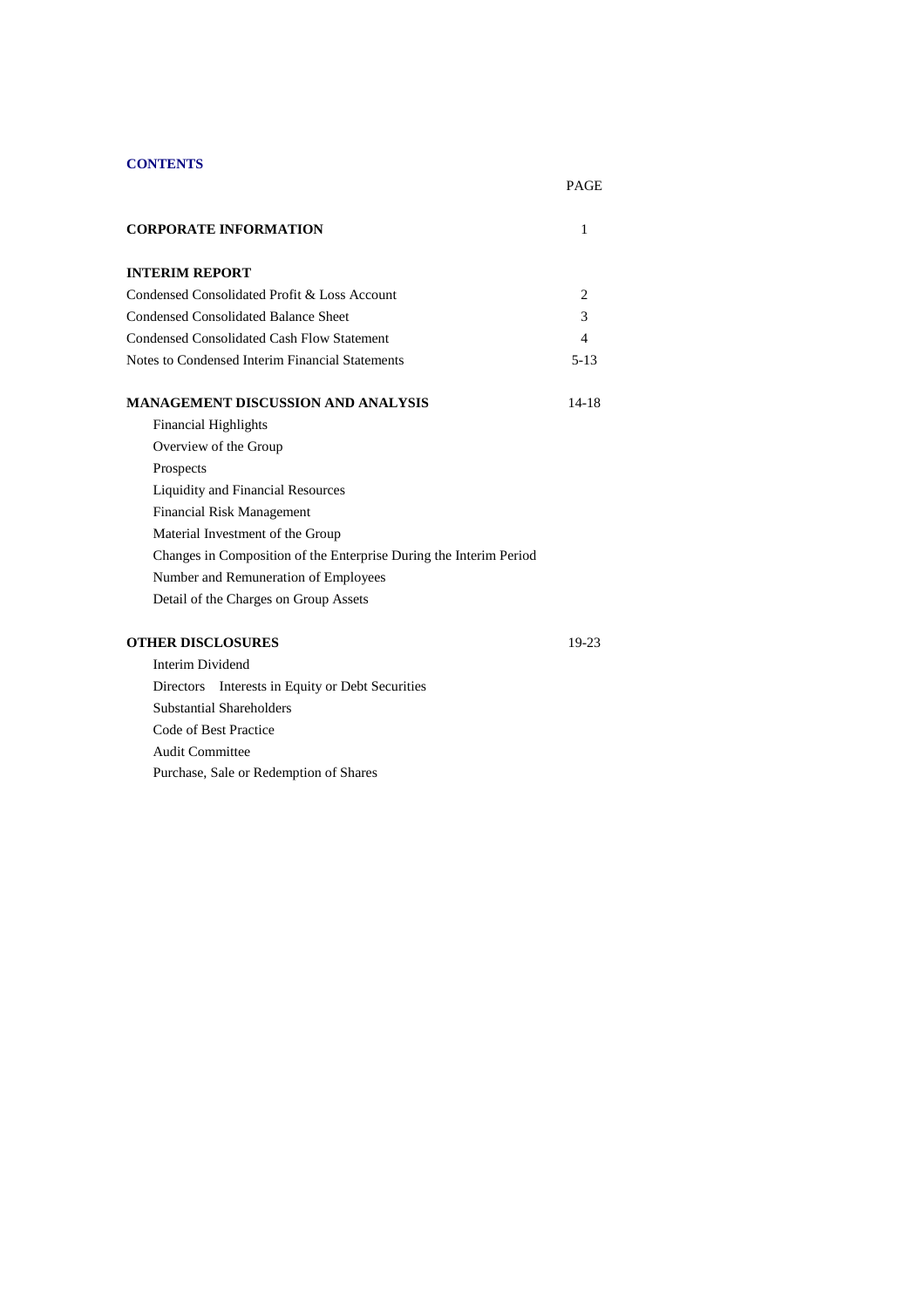## CONTENTS

| | PAGE |
|---|---|
| **CORPORATE INFORMATION** | 1 |
| | |
| **INTERIM REPORT** | |
| Condensed Consolidated Profit & Loss Account | 2 |
| Condensed Consolidated Balance Sheet | 3 |
| Condensed Consolidated Cash Flow Statement | 4 |
| Notes to Condensed Interim Financial Statements | 5-13 |
| | |
| **MANAGEMENT DISCUSSION AND ANALYSIS** | 14-18 |
| Financial Highlights | |
| Overview of the Group | |
| Prospects | |
| Liquidity and Financial Resources | |
| Financial Risk Management | |
| Material Investment of the Group | |
| Changes in Composition of the Enterprise During the Interim Period | |
| Number and Remuneration of Employees | |
| Detail of the Charges on Group Assets | |
| | |
| **OTHER DISCLOSURES** | 19-23 |
| Interim Dividend | |
| Directors Interests in Equity or Debt Securities | |
| Substantial Shareholders | |
| Code of Best Practice | |
| Audit Committee | |
| Purchase, Sale or Redemption of Shares | |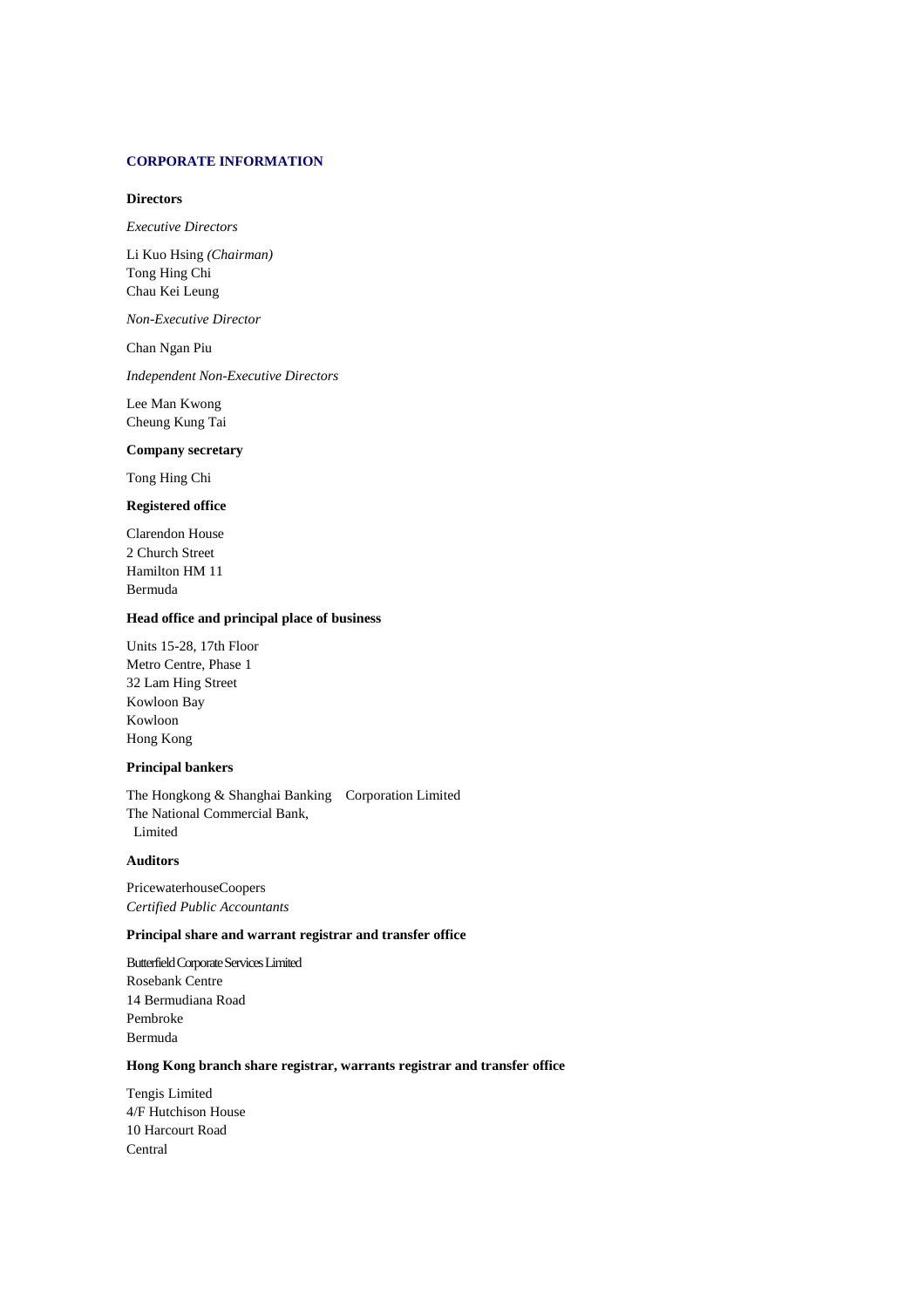## CORPORATE INFORMATION

### Directors

*Executive Directors*

Li Kuo Hsing *(Chairman)*
Tong Hing Chi
Chau Kei Leung

*Non-Executive Director*

Chan Ngan Piu

*Independent Non-Executive Directors*

Lee Man Kwong
Cheung Kung Tai

### Company secretary

Tong Hing Chi

### Registered office

Clarendon House
2 Church Street
Hamilton HM 11
Bermuda

### Head office and principal place of business

Units 15-28, 17th Floor
Metro Centre, Phase 1
32 Lam Hing Street
Kowloon Bay
Kowloon
Hong Kong

### Principal bankers

The Hongkong & Shanghai Banking Corporation Limited
The National Commercial Bank,
Limited

### Auditors

PricewaterhouseCoopers
*Certified Public Accountants*

### Principal share and warrant registrar and transfer office

Butterfield Corporate Services Limited
Rosebank Centre
14 Bermudiana Road
Pembroke
Bermuda

### Hong Kong branch share registrar, warrants registrar and transfer office

Tengis Limited
4/F Hutchison House
10 Harcourt Road
Central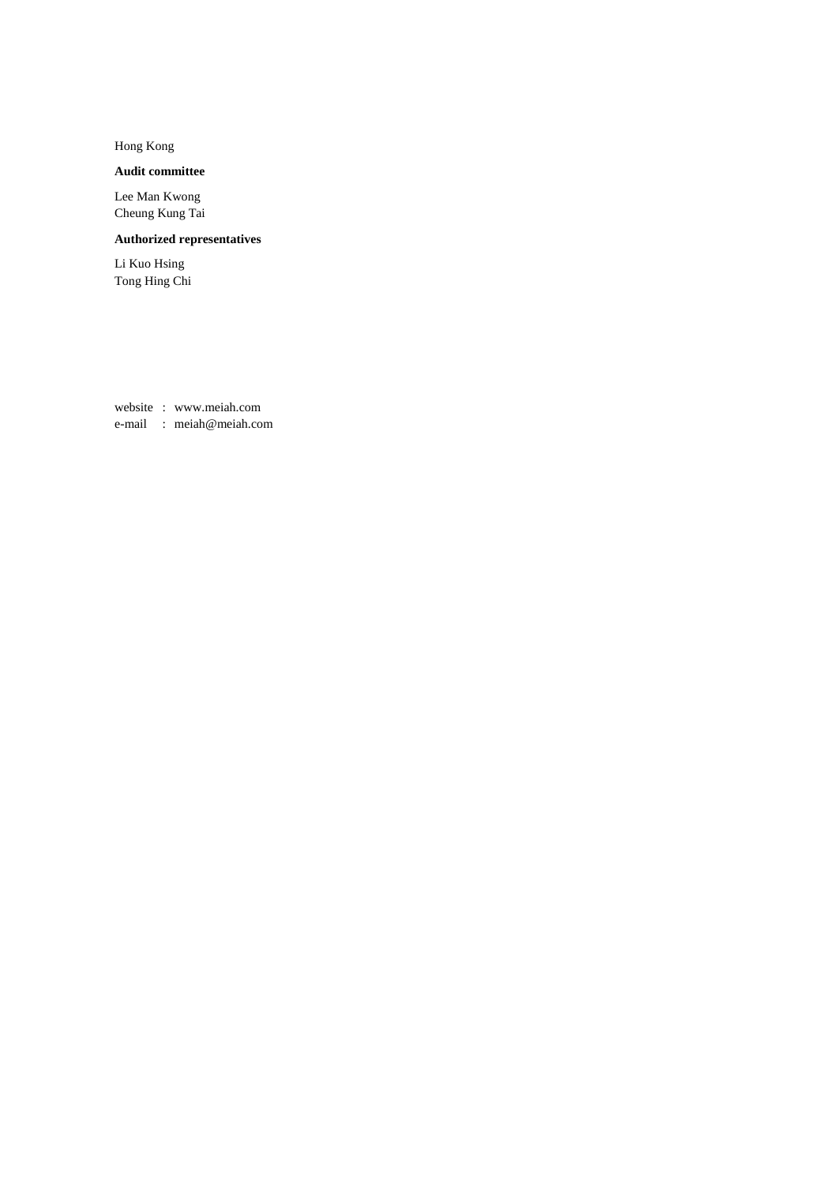Hong Kong

**Audit committee**

Lee Man Kwong
Cheung Kung Tai

**Authorized representatives**

Li Kuo Hsing
Tong Hing Chi

website : www.meiah.com
e-mail : meiah@meiah.com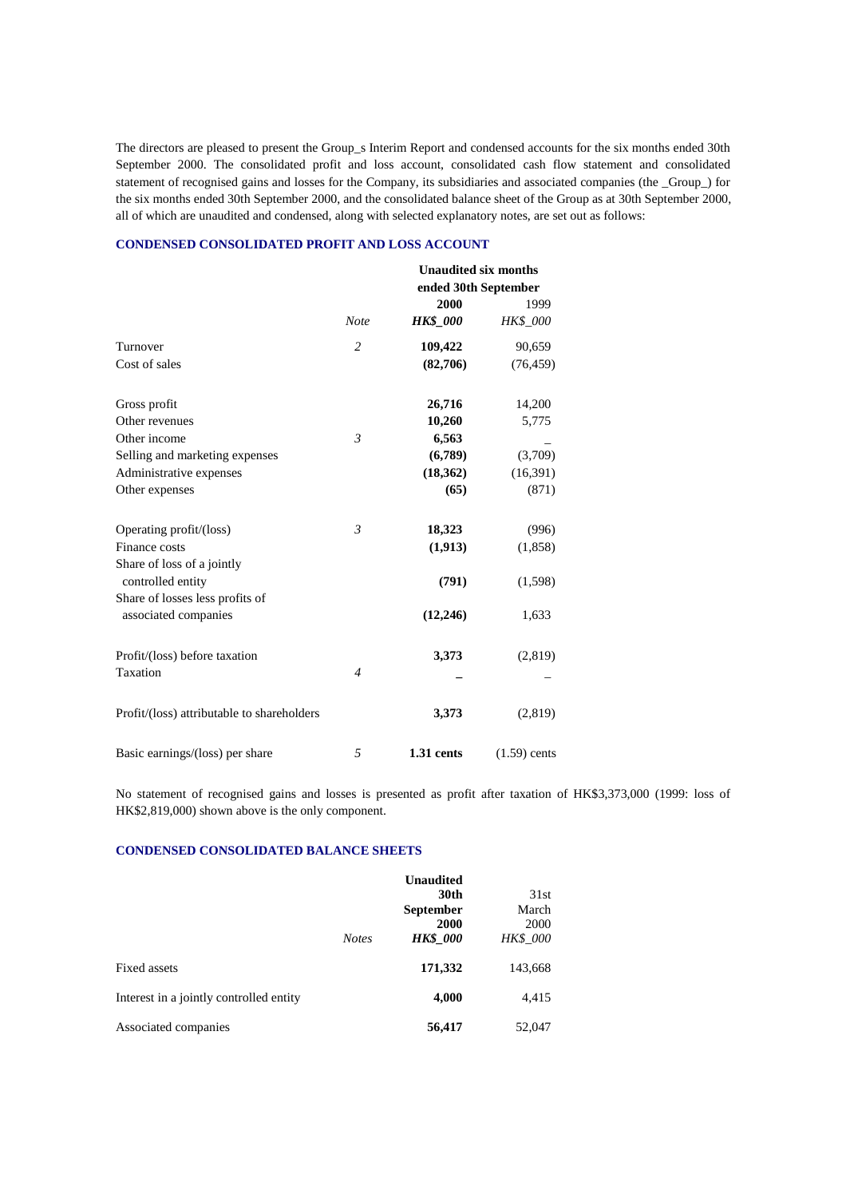The directors are pleased to present the Group_s Interim Report and condensed accounts for the six months ended 30th September 2000. The consolidated profit and loss account, consolidated cash flow statement and consolidated statement of recognised gains and losses for the Company, its subsidiaries and associated companies (the _Group_) for the six months ended 30th September 2000, and the consolidated balance sheet of the Group as at 30th September 2000, all of which are unaudited and condensed, along with selected explanatory notes, are set out as follows:

## CONDENSED CONSOLIDATED PROFIT AND LOSS ACCOUNT

| | | Unaudited six months ended 30th September | |
|---|---|---|---|
| | | **2000** | 1999 |
| | *Note* | ***HK$_000*** | *HK$_000* |
| Turnover | *2* | **109,422** | 90,659 |
| Cost of sales | | **(82,706)** | (76,459) |
| Gross profit | | **26,716** | 14,200 |
| Other revenues | | **10,260** | 5,775 |
| Other income | *3* | **6,563** | _ |
| Selling and marketing expenses | | **(6,789)** | (3,709) |
| Administrative expenses | | **(18,362)** | (16,391) |
| Other expenses | | **(65)** | (871) |
| Operating profit/(loss) | *3* | **18,323** | (996) |
| Finance costs | | **(1,913)** | (1,858) |
| Share of loss of a jointly controlled entity | | **(791)** | (1,598) |
| Share of losses less profits of associated companies | | **(12,246)** | 1,633 |
| Profit/(loss) before taxation | | **3,373** | (2,819) |
| Taxation | *4* | **_** | _ |
| Profit/(loss) attributable to shareholders | | **3,373** | (2,819) |
| Basic earnings/(loss) per share | *5* | **1.31 cents** | (1.59) cents |

No statement of recognised gains and losses is presented as profit after taxation of HK$3,373,000 (1999: loss of HK$2,819,000) shown above is the only component.

## CONDENSED CONSOLIDATED BALANCE SHEETS

| | | **Unaudited 30th September 2000** | 31st March 2000 |
|---|---|---|---|
| | *Notes* | ***HK$_000*** | *HK$_000* |
| Fixed assets | | **171,332** | 143,668 |
| Interest in a jointly controlled entity | | **4,000** | 4,415 |
| Associated companies | | **56,417** | 52,047 |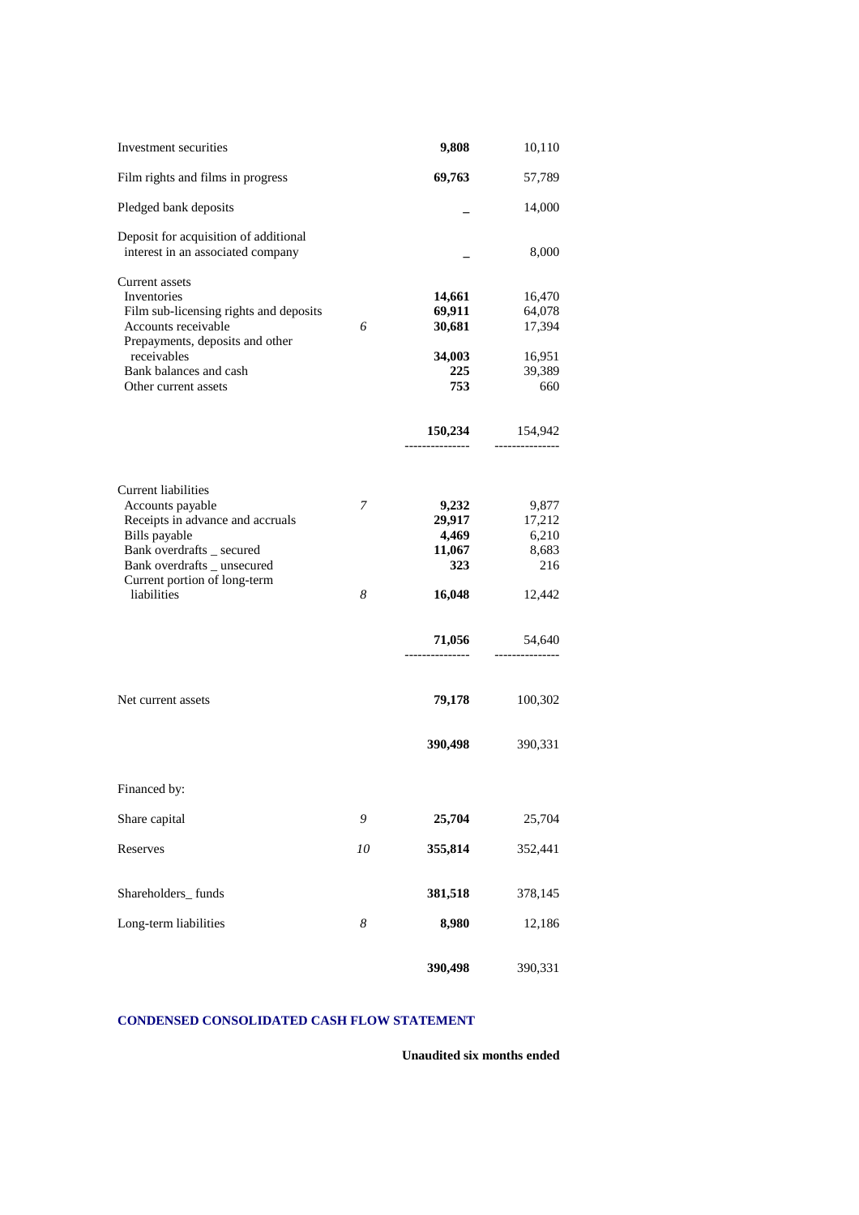| | Notes | | |
|---|---|---|---|
| Investment securities | | **9,808** | 10,110 |
| Film rights and films in progress | | **69,763** | 57,789 |
| Pledged bank deposits | | **_** | 14,000 |
| Deposit for acquisition of additional interest in an associated company | | **_** | 8,000 |
| Current assets | | | |
| Inventories | | **14,661** | 16,470 |
| Film sub-licensing rights and deposits | | **69,911** | 64,078 |
| Accounts receivable | 6 | **30,681** | 17,394 |
| Prepayments, deposits and other receivables | | **34,003** | 16,951 |
| Bank balances and cash | | **225** | 39,389 |
| Other current assets | | **753** | 660 |
| | | **150,234** | 154,942 |
| Current liabilities | | | |
| Accounts payable | 7 | **9,232** | 9,877 |
| Receipts in advance and accruals | | **29,917** | 17,212 |
| Bills payable | | **4,469** | 6,210 |
| Bank overdrafts _ secured | | **11,067** | 8,683 |
| Bank overdrafts _ unsecured | | **323** | 216 |
| Current portion of long-term liabilities | 8 | **16,048** | 12,442 |
| | | **71,056** | 54,640 |
| Net current assets | | **79,178** | 100,302 |
| | | **390,498** | 390,331 |
| Financed by: | | | |
| Share capital | 9 | **25,704** | 25,704 |
| Reserves | 10 | **355,814** | 352,441 |
| Shareholders_ funds | | **381,518** | 378,145 |
| Long-term liabilities | 8 | **8,980** | 12,186 |
| | | **390,498** | 390,331 |

## CONDENSED CONSOLIDATED CASH FLOW STATEMENT

**Unaudited six months ended**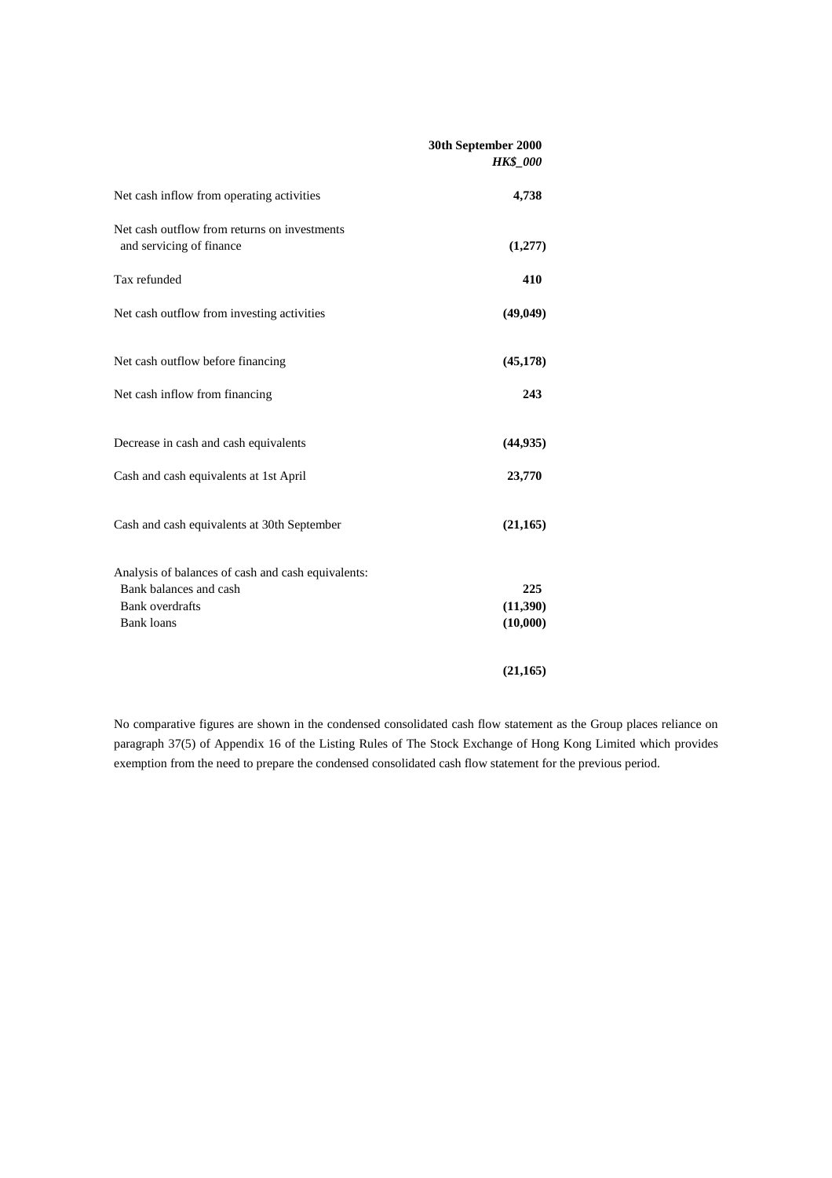| | 30th September 2000 |
|---|---|
| | *HK$_000* |
| Net cash inflow from operating activities | **4,738** |
| Net cash outflow from returns on investments and servicing of finance | **(1,277)** |
| Tax refunded | **410** |
| Net cash outflow from investing activities | **(49,049)** |
| Net cash outflow before financing | **(45,178)** |
| Net cash inflow from financing | **243** |
| Decrease in cash and cash equivalents | **(44,935)** |
| Cash and cash equivalents at 1st April | **23,770** |
| Cash and cash equivalents at 30th September | **(21,165)** |
| Analysis of balances of cash and cash equivalents: | |
| Bank balances and cash | **225** |
| Bank overdrafts | **(11,390)** |
| Bank loans | **(10,000)** |
| | **(21,165)** |

No comparative figures are shown in the condensed consolidated cash flow statement as the Group places reliance on paragraph 37(5) of Appendix 16 of the Listing Rules of The Stock Exchange of Hong Kong Limited which provides exemption from the need to prepare the condensed consolidated cash flow statement for the previous period.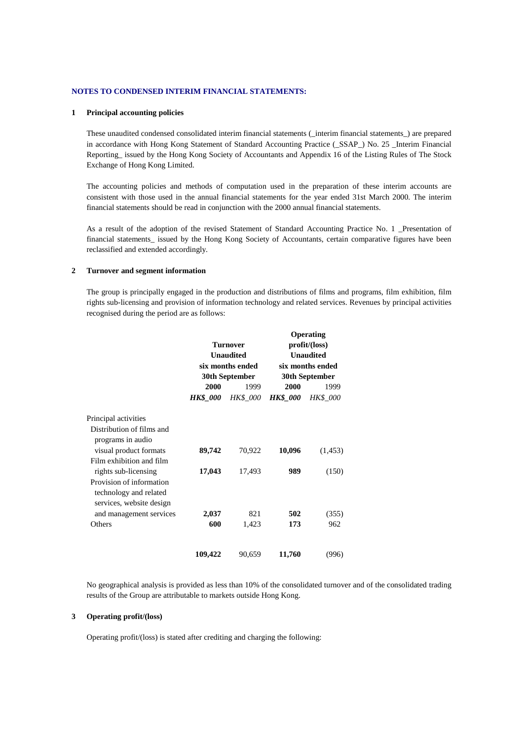**NOTES TO CONDENSED INTERIM FINANCIAL STATEMENTS:**

**1 Principal accounting policies**

These unaudited condensed consolidated interim financial statements (_interim financial statements_) are prepared in accordance with Hong Kong Statement of Standard Accounting Practice (_SSAP_) No. 25 _Interim Financial Reporting_ issued by the Hong Kong Society of Accountants and Appendix 16 of the Listing Rules of The Stock Exchange of Hong Kong Limited.

The accounting policies and methods of computation used in the preparation of these interim accounts are consistent with those used in the annual financial statements for the year ended 31st March 2000. The interim financial statements should be read in conjunction with the 2000 annual financial statements.

As a result of the adoption of the revised Statement of Standard Accounting Practice No. 1 _Presentation of financial statements_ issued by the Hong Kong Society of Accountants, certain comparative figures have been reclassified and extended accordingly.

**2 Turnover and segment information**

The group is principally engaged in the production and distributions of films and programs, film exhibition, film rights sub-licensing and provision of information technology and related services. Revenues by principal activities recognised during the period are as follows:

| | **Turnover Unaudited six months ended 30th September** | | **Operating profit/(loss) Unaudited six months ended 30th September** | |
|---|---|---|---|---|
| | **2000** | 1999 | **2000** | 1999 |
| | ***HK$_000*** | *HK$_000* | ***HK$_000*** | *HK$_000* |
| Principal activities | | | | |
| Distribution of films and programs in audio visual product formats | **89,742** | 70,922 | **10,096** | (1,453) |
| Film exhibition and film rights sub-licensing | **17,043** | 17,493 | **989** | (150) |
| Provision of information technology and related services, website design and management services | **2,037** | 821 | **502** | (355) |
| Others | **600** | 1,423 | **173** | 962 |
| | **109,422** | 90,659 | **11,760** | (996) |

No geographical analysis is provided as less than 10% of the consolidated turnover and of the consolidated trading results of the Group are attributable to markets outside Hong Kong.

**3 Operating profit/(loss)**

Operating profit/(loss) is stated after crediting and charging the following: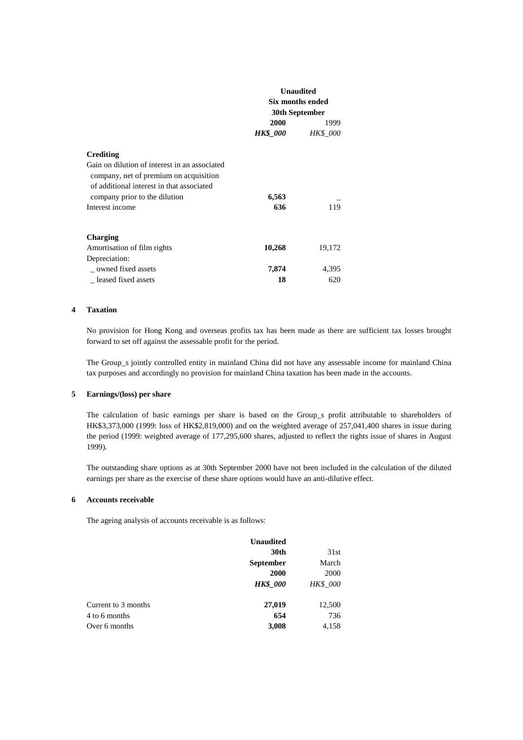| | Unaudited | |
|---|---|---|
| | Six months ended | |
| | 30th September | |
| | **2000** | 1999 |
| | ***HK$_000*** | *HK$_000* |
| **Crediting** | | |
| Gain on dilution of interest in an associated company, net of premium on acquisition of additional interest in that associated company prior to the dilution | **6,563** | _ |
| Interest income | **636** | 119 |
| **Charging** | | |
| Amortisation of film rights | **10,268** | 19,172 |
| Depreciation: | | |
| _ owned fixed assets | **7,874** | 4,395 |
| _ leased fixed assets | **18** | 620 |

**4 Taxation**

No provision for Hong Kong and overseas profits tax has been made as there are sufficient tax losses brought forward to set off against the assessable profit for the period.

The Group_s jointly controlled entity in mainland China did not have any assessable income for mainland China tax purposes and accordingly no provision for mainland China taxation has been made in the accounts.

**5 Earnings/(loss) per share**

The calculation of basic earnings per share is based on the Group_s profit attributable to shareholders of HK$3,373,000 (1999: loss of HK$2,819,000) and on the weighted average of 257,041,400 shares in issue during the period (1999: weighted average of 177,295,600 shares, adjusted to reflect the rights issue of shares in August 1999).

The outstanding share options as at 30th September 2000 have not been included in the calculation of the diluted earnings per share as the exercise of these share options would have an anti-dilutive effect.

**6 Accounts receivable**

The ageing analysis of accounts receivable is as follows:

| | Unaudited | |
|---|---|---|
| | **30th September 2000** | 31st March 2000 |
| | ***HK$_000*** | *HK$_000* |
| Current to 3 months | **27,019** | 12,500 |
| 4 to 6 months | **654** | 736 |
| Over 6 months | **3,008** | 4,158 |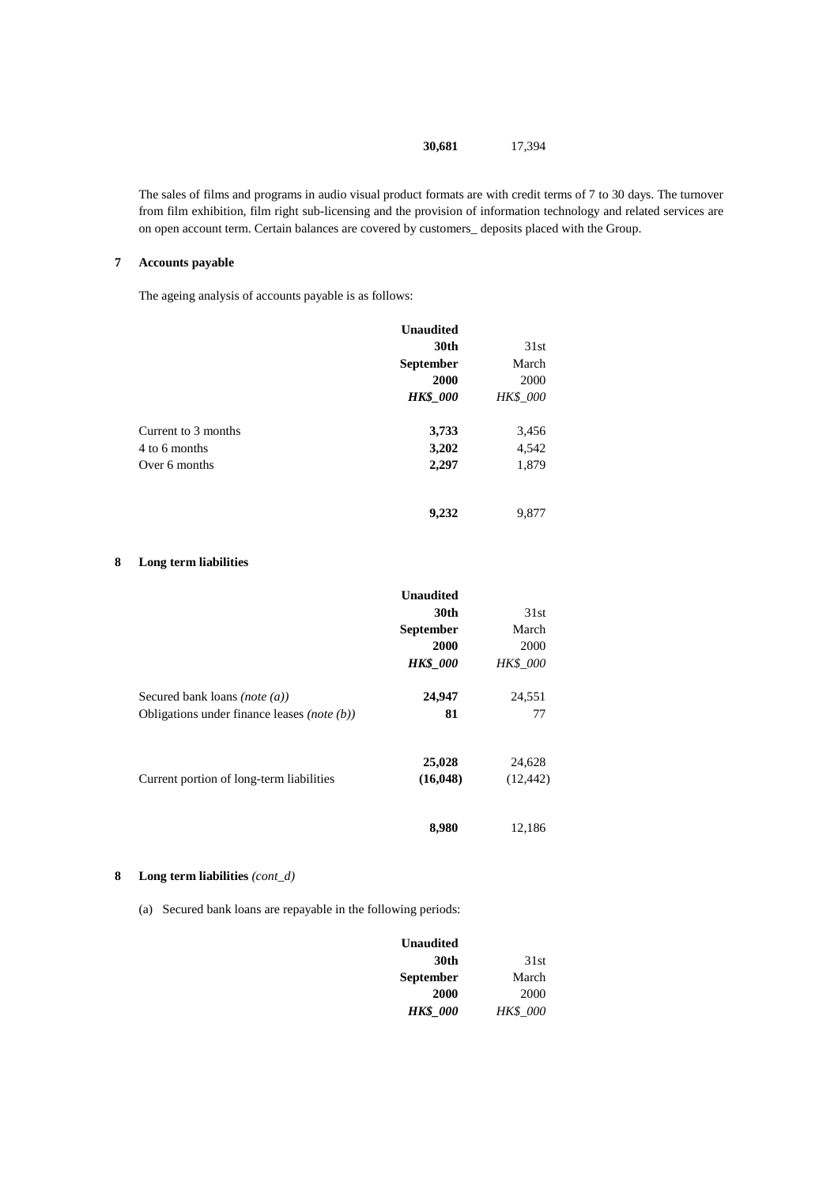| | | |
|---|---|---|
| | **30,681** | 17,394 |

The sales of films and programs in audio visual product formats are with credit terms of 7 to 30 days. The turnover from film exhibition, film right sub-licensing and the provision of information technology and related services are on open account term. Certain balances are covered by customers_ deposits placed with the Group.

## 7 Accounts payable

The ageing analysis of accounts payable is as follows:

| | **Unaudited 30th September 2000** | 31st March 2000 |
|---|---|---|
| | ***HK$_000*** | *HK$_000* |
| Current to 3 months | **3,733** | 3,456 |
| 4 to 6 months | **3,202** | 4,542 |
| Over 6 months | **2,297** | 1,879 |
| | **9,232** | 9,877 |

## 8 Long term liabilities

| | **Unaudited 30th September 2000** | 31st March 2000 |
|---|---|---|
| | ***HK$_000*** | *HK$_000* |
| Secured bank loans *(note (a))* | **24,947** | 24,551 |
| Obligations under finance leases *(note (b))* | **81** | 77 |
| | **25,028** | 24,628 |
| Current portion of long-term liabilities | **(16,048)** | (12,442) |
| | **8,980** | 12,186 |

## 8 Long term liabilities *(cont_d)*

(a) Secured bank loans are repayable in the following periods:

| | **Unaudited 30th September 2000** | 31st March 2000 |
|---|---|---|
| | ***HK$_000*** | *HK$_000* |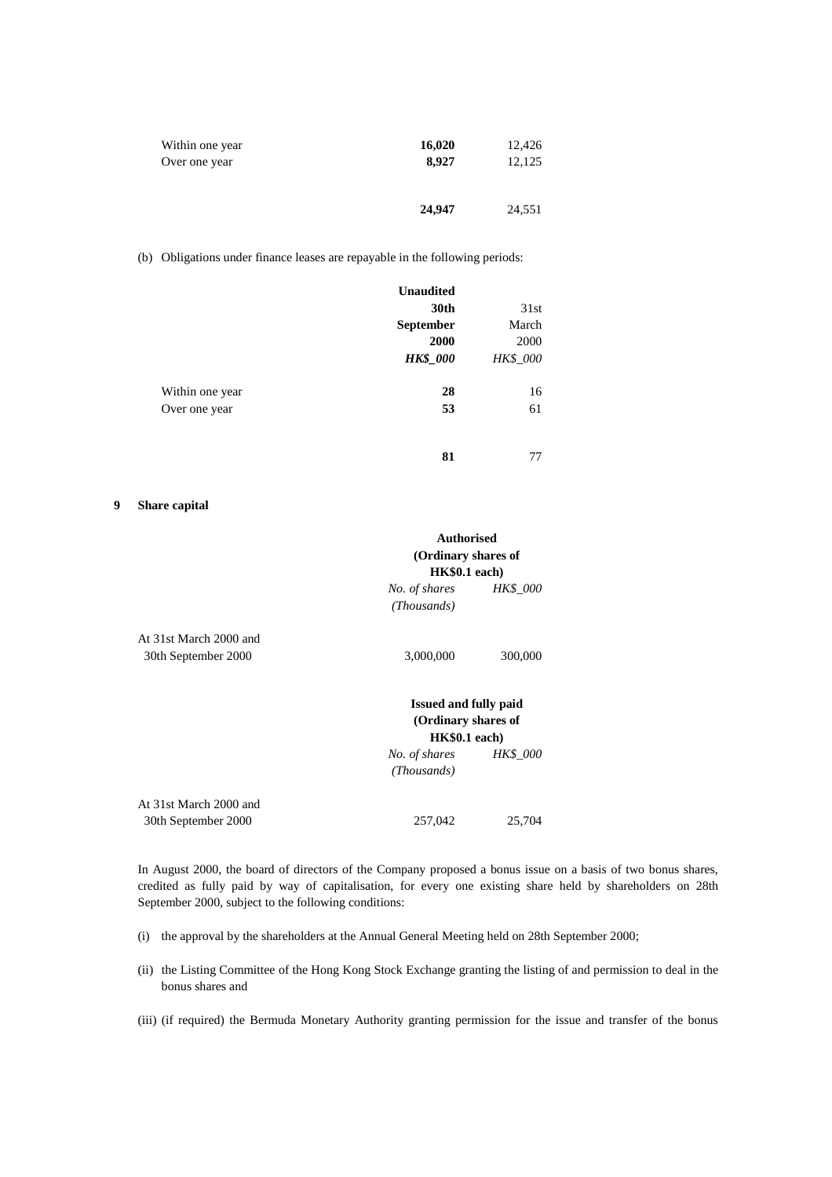| | | |
|---|---|---|
| Within one year | **16,020** | 12,426 |
| Over one year | **8,927** | 12,125 |
| | **24,947** | 24,551 |

(b) Obligations under finance leases are repayable in the following periods:

| | **Unaudited 30th September 2000** | 31st March 2000 |
|---|---|---|
| | ***HK$_000*** | *HK$_000* |
| Within one year | **28** | 16 |
| Over one year | **53** | 61 |
| | **81** | 77 |

**9 Share capital**

| | **Authorised (Ordinary shares of HK$0.1 each)** | |
|---|---|---|
| | *No. of shares (Thousands)* | *HK$_000* |
| At 31st March 2000 and 30th September 2000 | 3,000,000 | 300,000 |

| | **Issued and fully paid (Ordinary shares of HK$0.1 each)** | |
|---|---|---|
| | *No. of shares (Thousands)* | *HK$_000* |
| At 31st March 2000 and 30th September 2000 | 257,042 | 25,704 |

In August 2000, the board of directors of the Company proposed a bonus issue on a basis of two bonus shares, credited as fully paid by way of capitalisation, for every one existing share held by shareholders on 28th September 2000, subject to the following conditions:

(i) the approval by the shareholders at the Annual General Meeting held on 28th September 2000;

(ii) the Listing Committee of the Hong Kong Stock Exchange granting the listing of and permission to deal in the bonus shares and

(iii) (if required) the Bermuda Monetary Authority granting permission for the issue and transfer of the bonus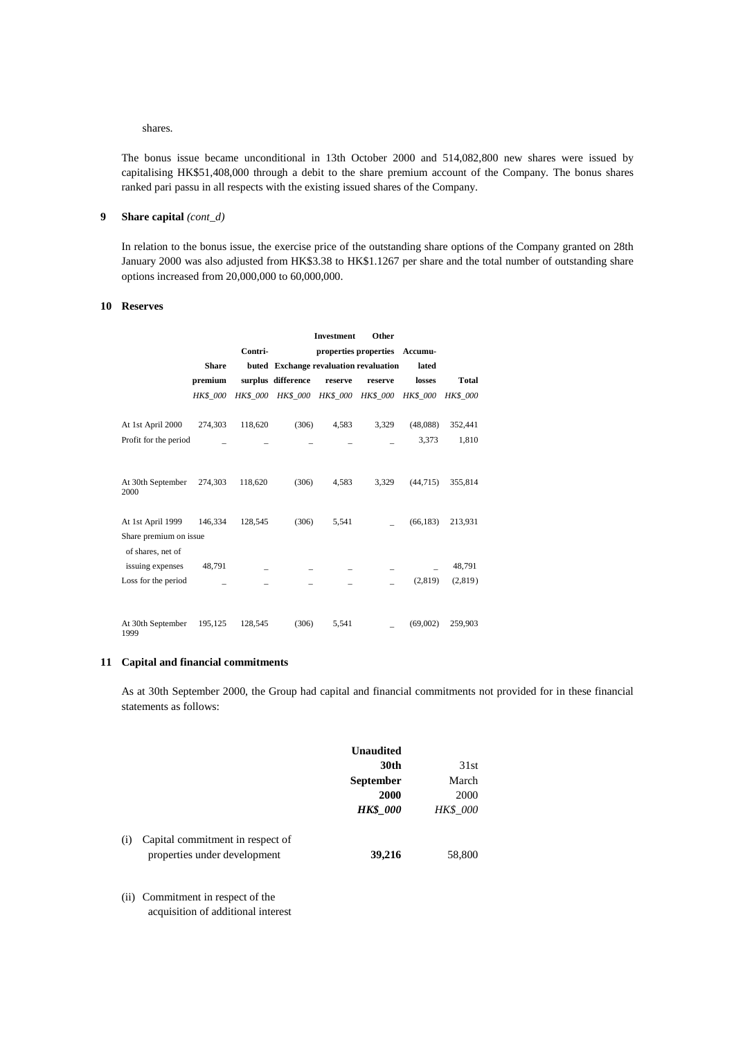shares.

The bonus issue became unconditional in 13th October 2000 and 514,082,800 new shares were issued by capitalising HK$51,408,000 through a debit to the share premium account of the Company. The bonus shares ranked pari passu in all respects with the existing issued shares of the Company.

**9 Share capital** *(cont_d)*

In relation to the bonus issue, the exercise price of the outstanding share options of the Company granted on 28th January 2000 was also adjusted from HK$3.38 to HK$1.1267 per share and the total number of outstanding share options increased from 20,000,000 to 60,000,000.

**10 Reserves**

| | Share premium | Contributed surplus | Exchange difference | Investment properties revaluation reserve | Other properties revaluation reserve | Accumulated losses | Total |
|---|---|---|---|---|---|---|---|
| | *HK$_000* | *HK$_000* | *HK$_000* | *HK$_000* | *HK$_000* | *HK$_000* | *HK$_000* |
| At 1st April 2000 | 274,303 | 118,620 | (306) | 4,583 | 3,329 | (48,088) | 352,441 |
| Profit for the period | _ | _ | _ | _ | _ | 3,373 | 1,810 |
| At 30th September 2000 | 274,303 | 118,620 | (306) | 4,583 | 3,329 | (44,715) | 355,814 |
| At 1st April 1999 | 146,334 | 128,545 | (306) | 5,541 | _ | (66,183) | 213,931 |
| Share premium on issue of shares, net of issuing expenses | 48,791 | _ | _ | _ | _ | _ | 48,791 |
| Loss for the period | _ | _ | _ | _ | _ | (2,819) | (2,819) |
| At 30th September 1999 | 195,125 | 128,545 | (306) | 5,541 | _ | (69,002) | 259,903 |

**11 Capital and financial commitments**

As at 30th September 2000, the Group had capital and financial commitments not provided for in these financial statements as follows:

| | **Unaudited 30th September 2000** | 31st March 2000 |
|---|---|---|
| | ***HK$_000*** | *HK$_000* |
| (i) Capital commitment in respect of properties under development | **39,216** | 58,800 |
| (ii) Commitment in respect of the acquisition of additional interest | | |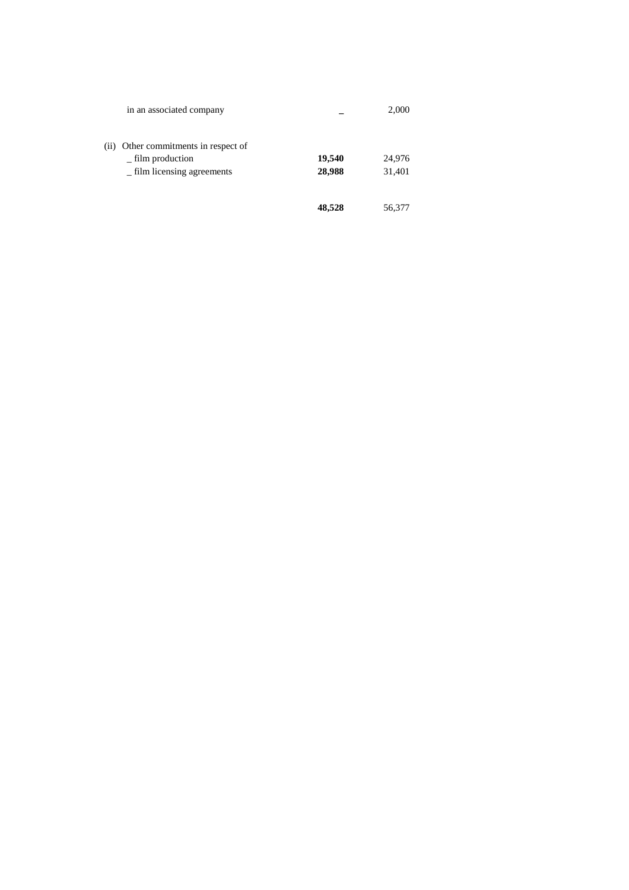| | | |
|---|---|---|
| in an associated company | – | 2,000 |
| | | |
| (ii) Other commitments in respect of | | |
| _ film production | **19,540** | 24,976 |
| _ film licensing agreements | **28,988** | 31,401 |
| | | |
| | **48,528** | 56,377 |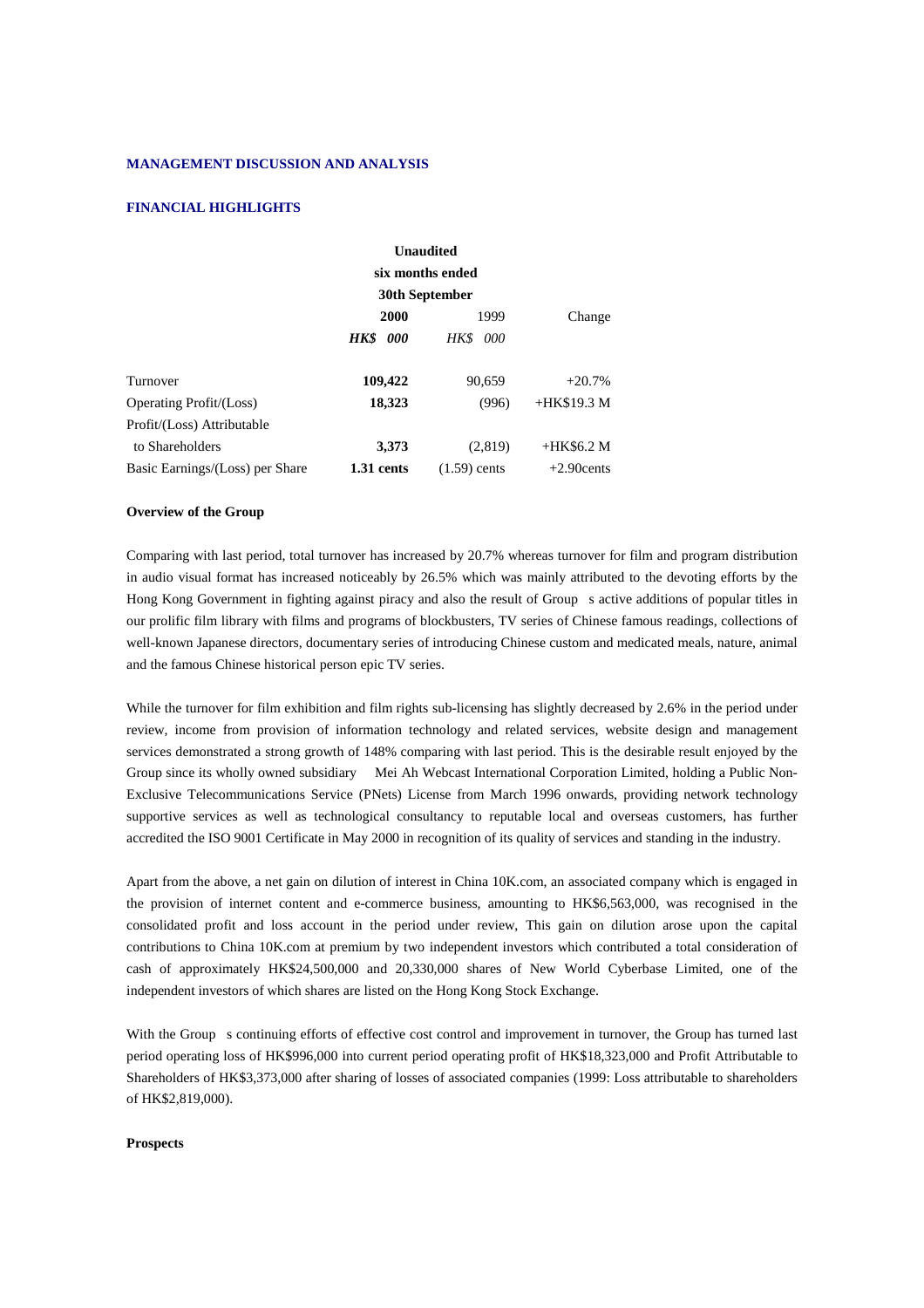## MANAGEMENT DISCUSSION AND ANALYSIS

### FINANCIAL HIGHLIGHTS

| | Unaudited six months ended 30th September | | |
|---|---|---|---|
| | **2000** | 1999 | Change |
| | ***HK$ 000*** | *HK$ 000* | |
| Turnover | **109,422** | 90,659 | +20.7% |
| Operating Profit/(Loss) | **18,323** | (996) | +HK$19.3 M |
| Profit/(Loss) Attributable to Shareholders | **3,373** | (2,819) | +HK$6.2 M |
| Basic Earnings/(Loss) per Share | **1.31 cents** | (1.59) cents | +2.90cents |

**Overview of the Group**

Comparing with last period, total turnover has increased by 20.7% whereas turnover for film and program distribution in audio visual format has increased noticeably by 26.5% which was mainly attributed to the devoting efforts by the Hong Kong Government in fighting against piracy and also the result of Group s active additions of popular titles in our prolific film library with films and programs of blockbusters, TV series of Chinese famous readings, collections of well-known Japanese directors, documentary series of introducing Chinese custom and medicated meals, nature, animal and the famous Chinese historical person epic TV series.

While the turnover for film exhibition and film rights sub-licensing has slightly decreased by 2.6% in the period under review, income from provision of information technology and related services, website design and management services demonstrated a strong growth of 148% comparing with last period. This is the desirable result enjoyed by the Group since its wholly owned subsidiary Mei Ah Webcast International Corporation Limited, holding a Public Non-Exclusive Telecommunications Service (PNets) License from March 1996 onwards, providing network technology supportive services as well as technological consultancy to reputable local and overseas customers, has further accredited the ISO 9001 Certificate in May 2000 in recognition of its quality of services and standing in the industry.

Apart from the above, a net gain on dilution of interest in China 10K.com, an associated company which is engaged in the provision of internet content and e-commerce business, amounting to HK$6,563,000, was recognised in the consolidated profit and loss account in the period under review, This gain on dilution arose upon the capital contributions to China 10K.com at premium by two independent investors which contributed a total consideration of cash of approximately HK$24,500,000 and 20,330,000 shares of New World Cyberbase Limited, one of the independent investors of which shares are listed on the Hong Kong Stock Exchange.

With the Group s continuing efforts of effective cost control and improvement in turnover, the Group has turned last period operating loss of HK$996,000 into current period operating profit of HK$18,323,000 and Profit Attributable to Shareholders of HK$3,373,000 after sharing of losses of associated companies (1999: Loss attributable to shareholders of HK$2,819,000).

**Prospects**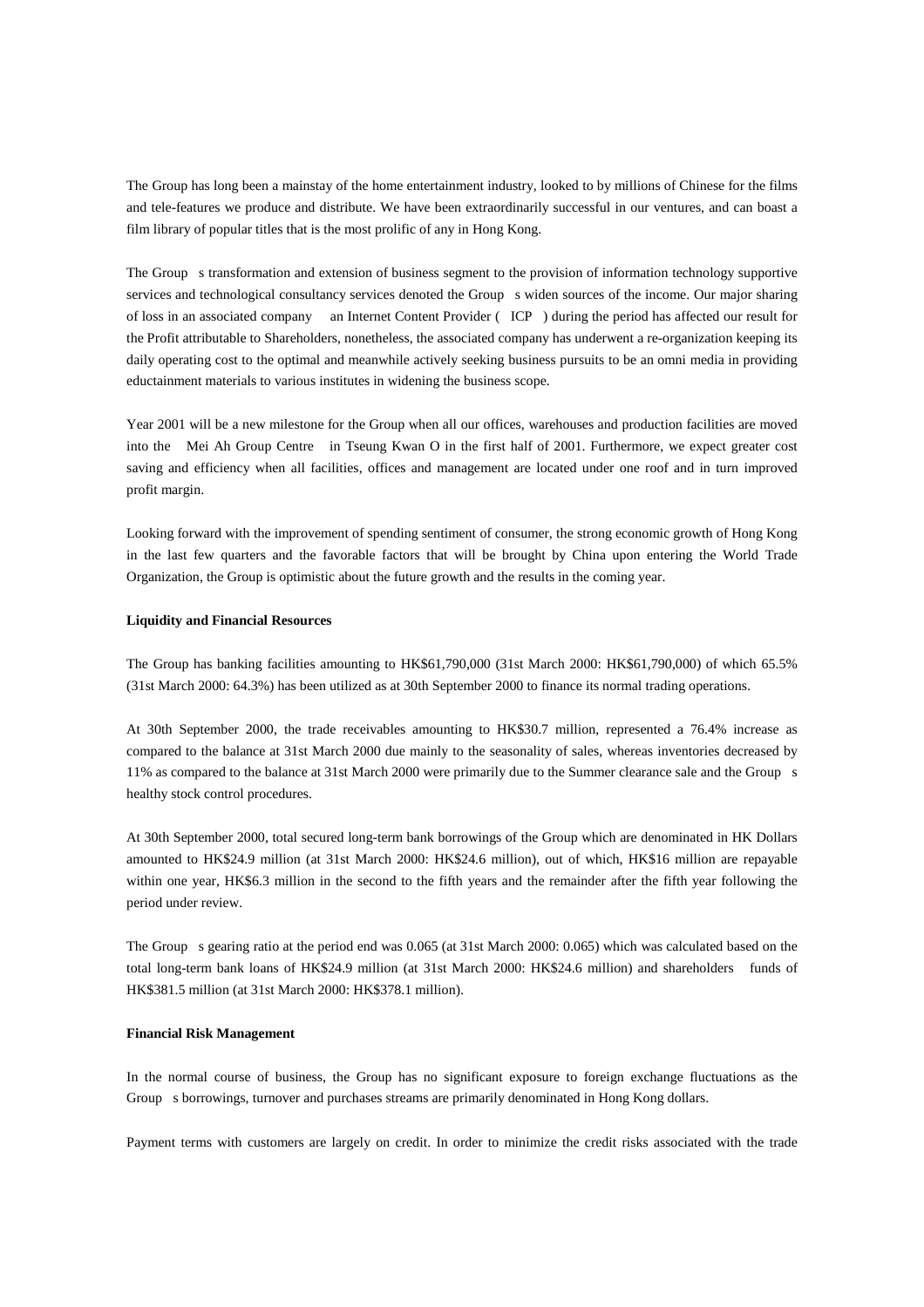The Group has long been a mainstay of the home entertainment industry, looked to by millions of Chinese for the films and tele-features we produce and distribute. We have been extraordinarily successful in our ventures, and can boast a film library of popular titles that is the most prolific of any in Hong Kong.

The Group s transformation and extension of business segment to the provision of information technology supportive services and technological consultancy services denoted the Group s widen sources of the income. Our major sharing of loss in an associated company an Internet Content Provider ( ICP ) during the period has affected our result for the Profit attributable to Shareholders, nonetheless, the associated company has underwent a re-organization keeping its daily operating cost to the optimal and meanwhile actively seeking business pursuits to be an omni media in providing eductainment materials to various institutes in widening the business scope.

Year 2001 will be a new milestone for the Group when all our offices, warehouses and production facilities are moved into the Mei Ah Group Centre in Tseung Kwan O in the first half of 2001. Furthermore, we expect greater cost saving and efficiency when all facilities, offices and management are located under one roof and in turn improved profit margin.

Looking forward with the improvement of spending sentiment of consumer, the strong economic growth of Hong Kong in the last few quarters and the favorable factors that will be brought by China upon entering the World Trade Organization, the Group is optimistic about the future growth and the results in the coming year.

**Liquidity and Financial Resources**

The Group has banking facilities amounting to HK$61,790,000 (31st March 2000: HK$61,790,000) of which 65.5% (31st March 2000: 64.3%) has been utilized as at 30th September 2000 to finance its normal trading operations.

At 30th September 2000, the trade receivables amounting to HK$30.7 million, represented a 76.4% increase as compared to the balance at 31st March 2000 due mainly to the seasonality of sales, whereas inventories decreased by 11% as compared to the balance at 31st March 2000 were primarily due to the Summer clearance sale and the Group s healthy stock control procedures.

At 30th September 2000, total secured long-term bank borrowings of the Group which are denominated in HK Dollars amounted to HK$24.9 million (at 31st March 2000: HK$24.6 million), out of which, HK$16 million are repayable within one year, HK$6.3 million in the second to the fifth years and the remainder after the fifth year following the period under review.

The Group s gearing ratio at the period end was 0.065 (at 31st March 2000: 0.065) which was calculated based on the total long-term bank loans of HK$24.9 million (at 31st March 2000: HK$24.6 million) and shareholders funds of HK$381.5 million (at 31st March 2000: HK$378.1 million).

**Financial Risk Management**

In the normal course of business, the Group has no significant exposure to foreign exchange fluctuations as the Group s borrowings, turnover and purchases streams are primarily denominated in Hong Kong dollars.

Payment terms with customers are largely on credit. In order to minimize the credit risks associated with the trade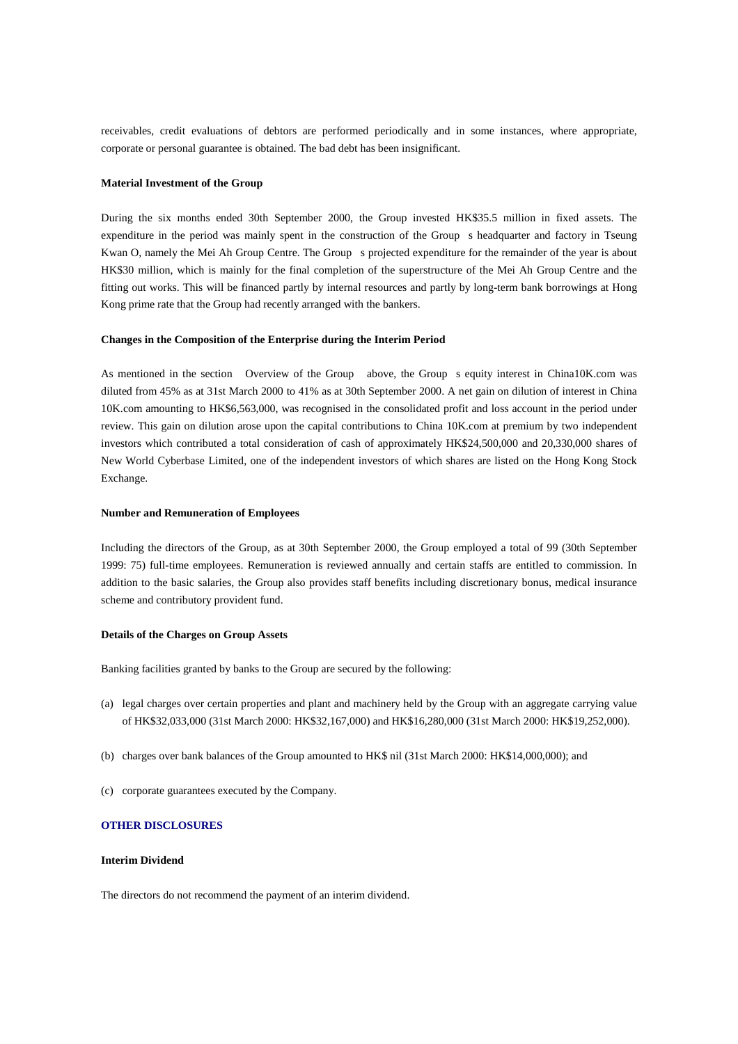receivables, credit evaluations of debtors are performed periodically and in some instances, where appropriate, corporate or personal guarantee is obtained. The bad debt has been insignificant.

**Material Investment of the Group**

During the six months ended 30th September 2000, the Group invested HK$35.5 million in fixed assets. The expenditure in the period was mainly spent in the construction of the Group s headquarter and factory in Tseung Kwan O, namely the Mei Ah Group Centre. The Group s projected expenditure for the remainder of the year is about HK$30 million, which is mainly for the final completion of the superstructure of the Mei Ah Group Centre and the fitting out works. This will be financed partly by internal resources and partly by long-term bank borrowings at Hong Kong prime rate that the Group had recently arranged with the bankers.

**Changes in the Composition of the Enterprise during the Interim Period**

As mentioned in the section Overview of the Group above, the Group s equity interest in China10K.com was diluted from 45% as at 31st March 2000 to 41% as at 30th September 2000. A net gain on dilution of interest in China 10K.com amounting to HK$6,563,000, was recognised in the consolidated profit and loss account in the period under review. This gain on dilution arose upon the capital contributions to China 10K.com at premium by two independent investors which contributed a total consideration of cash of approximately HK$24,500,000 and 20,330,000 shares of New World Cyberbase Limited, one of the independent investors of which shares are listed on the Hong Kong Stock Exchange.

**Number and Remuneration of Employees**

Including the directors of the Group, as at 30th September 2000, the Group employed a total of 99 (30th September 1999: 75) full-time employees. Remuneration is reviewed annually and certain staffs are entitled to commission. In addition to the basic salaries, the Group also provides staff benefits including discretionary bonus, medical insurance scheme and contributory provident fund.

**Details of the Charges on Group Assets**

Banking facilities granted by banks to the Group are secured by the following:

(a) legal charges over certain properties and plant and machinery held by the Group with an aggregate carrying value of HK$32,033,000 (31st March 2000: HK$32,167,000) and HK$16,280,000 (31st March 2000: HK$19,252,000).

(b) charges over bank balances of the Group amounted to HK$ nil (31st March 2000: HK$14,000,000); and

(c) corporate guarantees executed by the Company.

## OTHER DISCLOSURES

**Interim Dividend**

The directors do not recommend the payment of an interim dividend.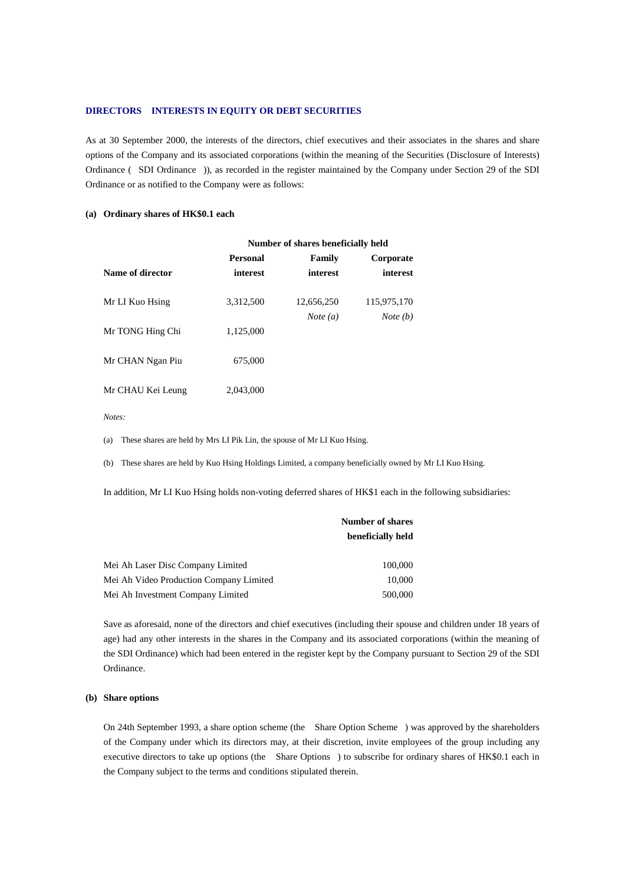## DIRECTORS INTERESTS IN EQUITY OR DEBT SECURITIES

As at 30 September 2000, the interests of the directors, chief executives and their associates in the shares and share options of the Company and its associated corporations (within the meaning of the Securities (Disclosure of Interests) Ordinance ( SDI Ordinance )), as recorded in the register maintained by the Company under Section 29 of the SDI Ordinance or as notified to the Company were as follows:

### (a) Ordinary shares of HK$0.1 each

| | Number of shares beneficially held | | |
|---|---|---|---|
| **Name of director** | **Personal interest** | **Family interest** | **Corporate interest** |
| Mr LI Kuo Hsing | 3,312,500 | 12,656,250 *Note (a)* | 115,975,170 *Note (b)* |
| Mr TONG Hing Chi | 1,125,000 | | |
| Mr CHAN Ngan Piu | 675,000 | | |
| Mr CHAU Kei Leung | 2,043,000 | | |

*Notes:*

(a) These shares are held by Mrs LI Pik Lin, the spouse of Mr LI Kuo Hsing.

(b) These shares are held by Kuo Hsing Holdings Limited, a company beneficially owned by Mr LI Kuo Hsing.

In addition, Mr LI Kuo Hsing holds non-voting deferred shares of HK$1 each in the following subsidiaries:

| | Number of shares beneficially held |
|---|---|
| Mei Ah Laser Disc Company Limited | 100,000 |
| Mei Ah Video Production Company Limited | 10,000 |
| Mei Ah Investment Company Limited | 500,000 |

Save as aforesaid, none of the directors and chief executives (including their spouse and children under 18 years of age) had any other interests in the shares in the Company and its associated corporations (within the meaning of the SDI Ordinance) which had been entered in the register kept by the Company pursuant to Section 29 of the SDI Ordinance.

### (b) Share options

On 24th September 1993, a share option scheme (the Share Option Scheme ) was approved by the shareholders of the Company under which its directors may, at their discretion, invite employees of the group including any executive directors to take up options (the Share Options ) to subscribe for ordinary shares of HK$0.1 each in the Company subject to the terms and conditions stipulated therein.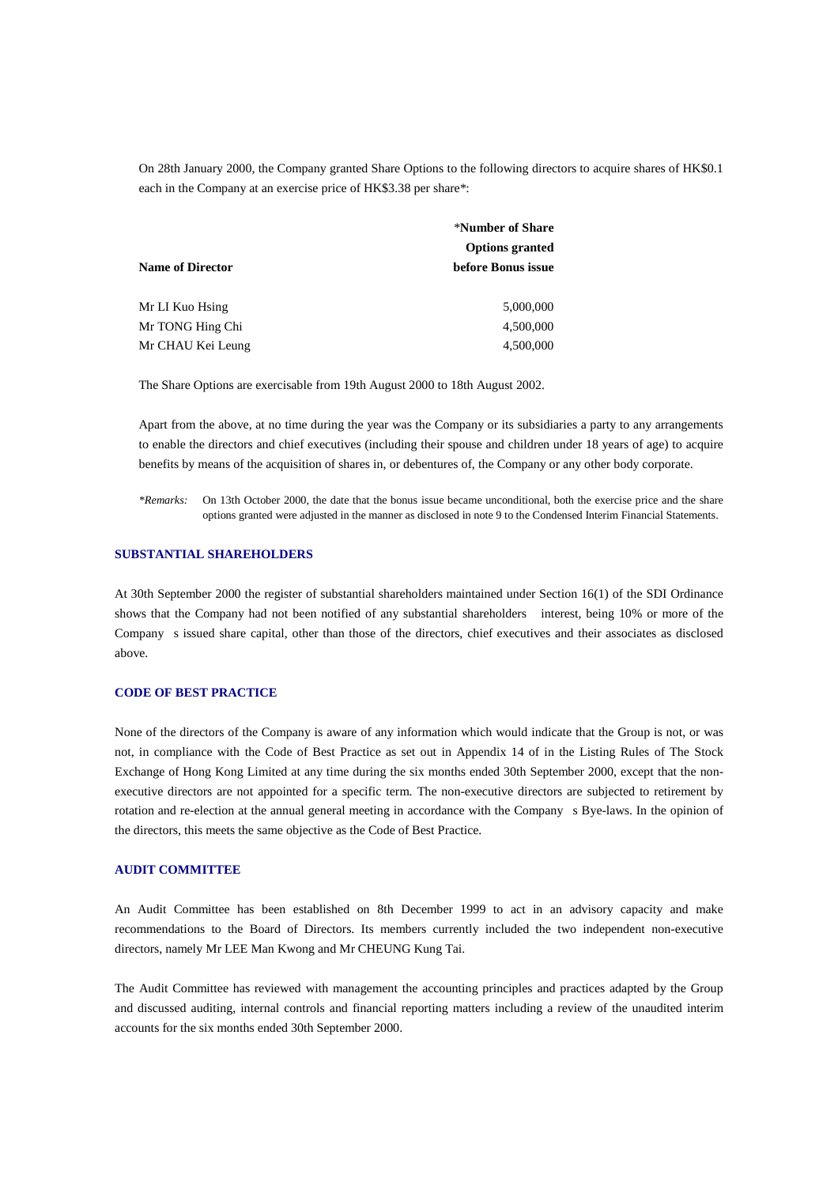On 28th January 2000, the Company granted Share Options to the following directors to acquire shares of HK$0.1 each in the Company at an exercise price of HK$3.38 per share*:

| Name of Director | *Number of Share Options granted before Bonus issue |
|---|---|
| Mr LI Kuo Hsing | 5,000,000 |
| Mr TONG Hing Chi | 4,500,000 |
| Mr CHAU Kei Leung | 4,500,000 |

The Share Options are exercisable from 19th August 2000 to 18th August 2002.

Apart from the above, at no time during the year was the Company or its subsidiaries a party to any arrangements to enable the directors and chief executives (including their spouse and children under 18 years of age) to acquire benefits by means of the acquisition of shares in, or debentures of, the Company or any other body corporate.

*\*Remarks:* On 13th October 2000, the date that the bonus issue became unconditional, both the exercise price and the share options granted were adjusted in the manner as disclosed in note 9 to the Condensed Interim Financial Statements.

## SUBSTANTIAL SHAREHOLDERS

At 30th September 2000 the register of substantial shareholders maintained under Section 16(1) of the SDI Ordinance shows that the Company had not been notified of any substantial shareholders interest, being 10% or more of the Company s issued share capital, other than those of the directors, chief executives and their associates as disclosed above.

## CODE OF BEST PRACTICE

None of the directors of the Company is aware of any information which would indicate that the Group is not, or was not, in compliance with the Code of Best Practice as set out in Appendix 14 of in the Listing Rules of The Stock Exchange of Hong Kong Limited at any time during the six months ended 30th September 2000, except that the non-executive directors are not appointed for a specific term. The non-executive directors are subjected to retirement by rotation and re-election at the annual general meeting in accordance with the Company s Bye-laws. In the opinion of the directors, this meets the same objective as the Code of Best Practice.

## AUDIT COMMITTEE

An Audit Committee has been established on 8th December 1999 to act in an advisory capacity and make recommendations to the Board of Directors. Its members currently included the two independent non-executive directors, namely Mr LEE Man Kwong and Mr CHEUNG Kung Tai.

The Audit Committee has reviewed with management the accounting principles and practices adapted by the Group and discussed auditing, internal controls and financial reporting matters including a review of the unaudited interim accounts for the six months ended 30th September 2000.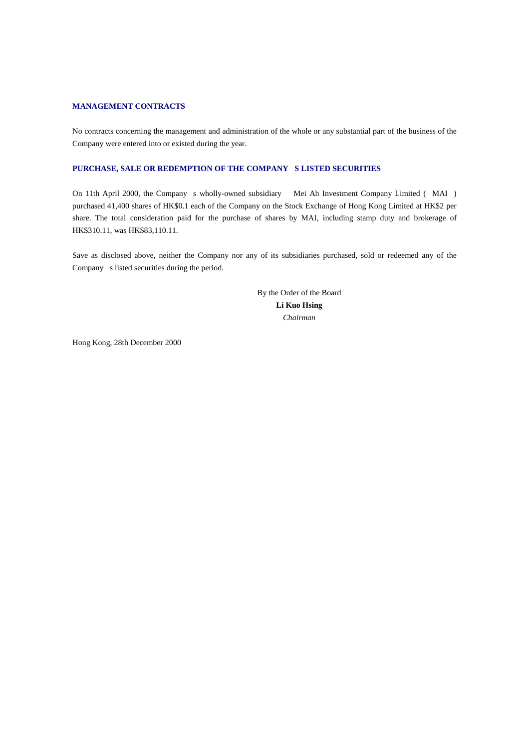## MANAGEMENT CONTRACTS

No contracts concerning the management and administration of the whole or any substantial part of the business of the Company were entered into or existed during the year.

## PURCHASE, SALE OR REDEMPTION OF THE COMPANY S LISTED SECURITIES

On 11th April 2000, the Company s wholly-owned subsidiary Mei Ah Investment Company Limited ( MAI ) purchased 41,400 shares of HK$0.1 each of the Company on the Stock Exchange of Hong Kong Limited at HK$2 per share. The total consideration paid for the purchase of shares by MAI, including stamp duty and brokerage of HK$310.11, was HK$83,110.11.

Save as disclosed above, neither the Company nor any of its subsidiaries purchased, sold or redeemed any of the Company s listed securities during the period.

By the Order of the Board
**Li Kuo Hsing**
*Chairman*

Hong Kong, 28th December 2000